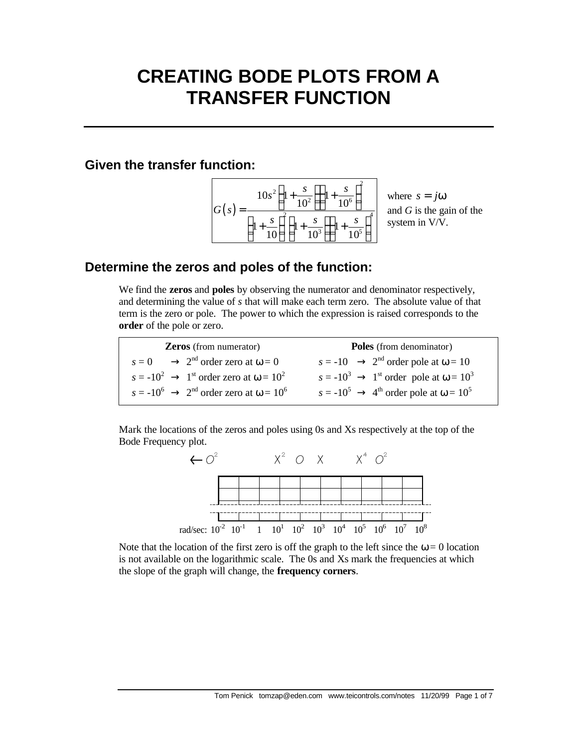# CREATING BODE PLOTS FROM A TRANSFER FUNCTION

## Given the transfer function:

$$G(s) = \frac{10s^2\left(1+\frac{s}{10^2}\right)\left(1+\frac{s}{10^6}\right)^2}{\left(1+\frac{s}{10}\right)^2\left(1+\frac{s}{10^3}\right)\left(1+\frac{s}{10^5}\right)^4}$$

where $s = j\omega$ and $G$ is the gain of the system in V/V.

## Determine the zeros and poles of the function:

We find the **zeros** and **poles** by observing the numerator and denominator respectively, and determining the value of *s* that will make each term zero. The absolute value of that term is the zero or pole. The power to which the expression is raised corresponds to the **order** of the pole or zero.

| **Zeros** (from numerator) | **Poles** (from denominator) |
|---|---|
| $s = 0 \rightarrow$ 2nd order zero at $\omega = 0$ | $s = -10 \rightarrow$ 2nd order pole at $\omega = 10$ |
| $s = -10^2 \rightarrow$ 1st order zero at $\omega = 10^2$ | $s = -10^3 \rightarrow$ 1st order pole at $\omega = 10^3$ |
| $s = -10^6 \rightarrow$ 2nd order zero at $\omega = 10^6$ | $s = -10^5 \rightarrow$ 4th order pole at $\omega = 10^5$ |

Mark the locations of the zeros and poles using 0s and Xs respectively at the top of the Bode Frequency plot.

$\leftarrow O^2$ $X^2$ $O$ $X$ $X^4$ $O^2$

rad/sec: $10^{-2}$ $10^{-1}$ $1$ $10^1$ $10^2$ $10^3$ $10^4$ $10^5$ $10^6$ $10^7$ $10^8$

Note that the location of the first zero is off the graph to the left since the $\omega = 0$ location is not available on the logarithmic scale. The 0s and Xs mark the frequencies at which the slope of the graph will change, the **frequency corners**.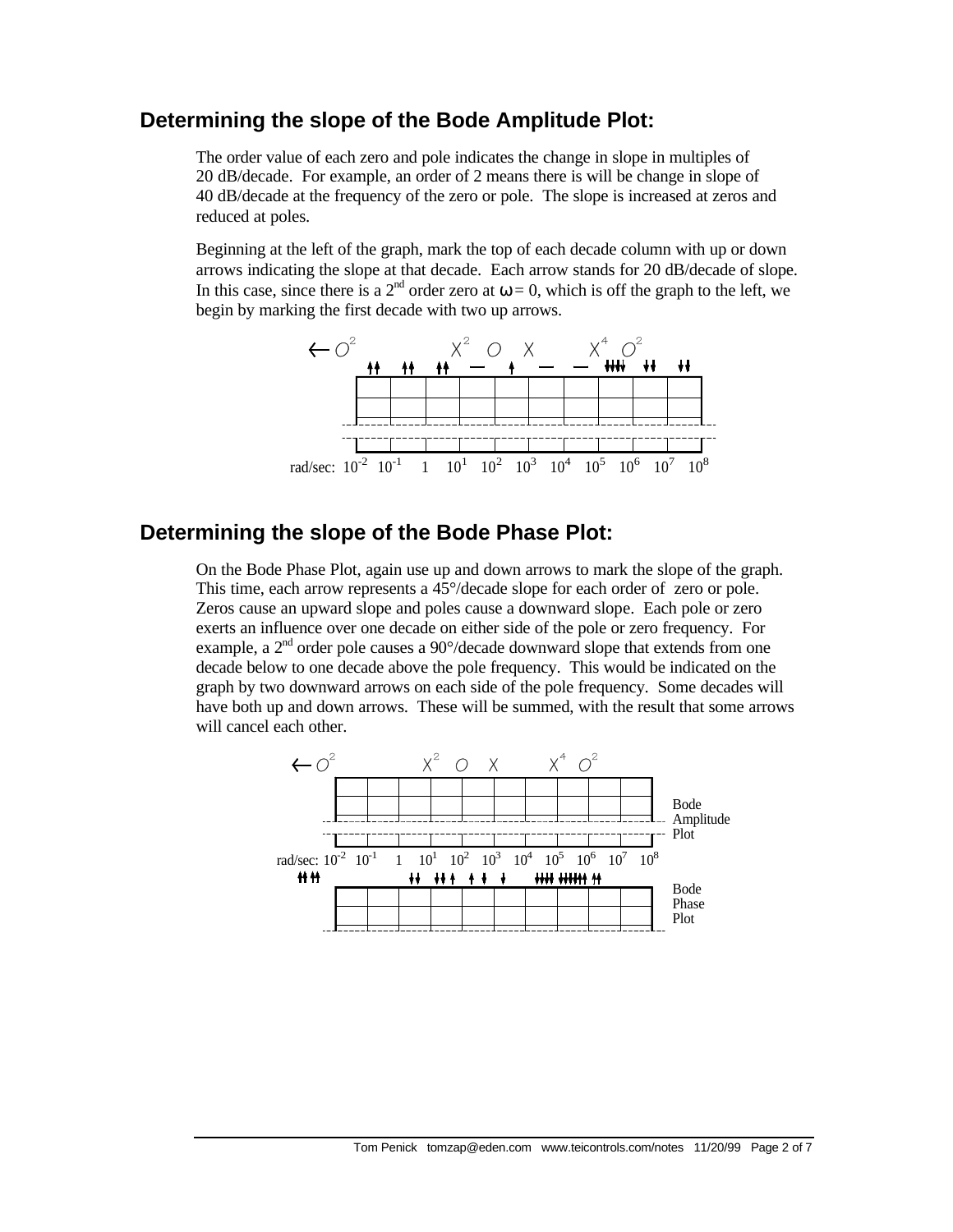## Determining the slope of the Bode Amplitude Plot:

The order value of each zero and pole indicates the change in slope in multiples of 20 dB/decade. For example, an order of 2 means there is will be change in slope of 40 dB/decade at the frequency of the zero or pole. The slope is increased at zeros and reduced at poles.

Beginning at the left of the graph, mark the top of each decade column with up or down arrows indicating the slope at that decade. Each arrow stands for 20 dB/decade of slope. In this case, since there is a 2nd order zero at $\omega = 0$, which is off the graph to the left, we begin by marking the first decade with two up arrows.

## Determining the slope of the Bode Phase Plot:

On the Bode Phase Plot, again use up and down arrows to mark the slope of the graph. This time, each arrow represents a 45°/decade slope for each order of zero or pole. Zeros cause an upward slope and poles cause a downward slope. Each pole or zero exerts an influence over one decade on either side of the pole or zero frequency. For example, a 2nd order pole causes a 90°/decade downward slope that extends from one decade below to one decade above the pole frequency. This would be indicated on the graph by two downward arrows on each side of the pole frequency. Some decades will have both up and down arrows. These will be summed, with the result that some arrows will cancel each other.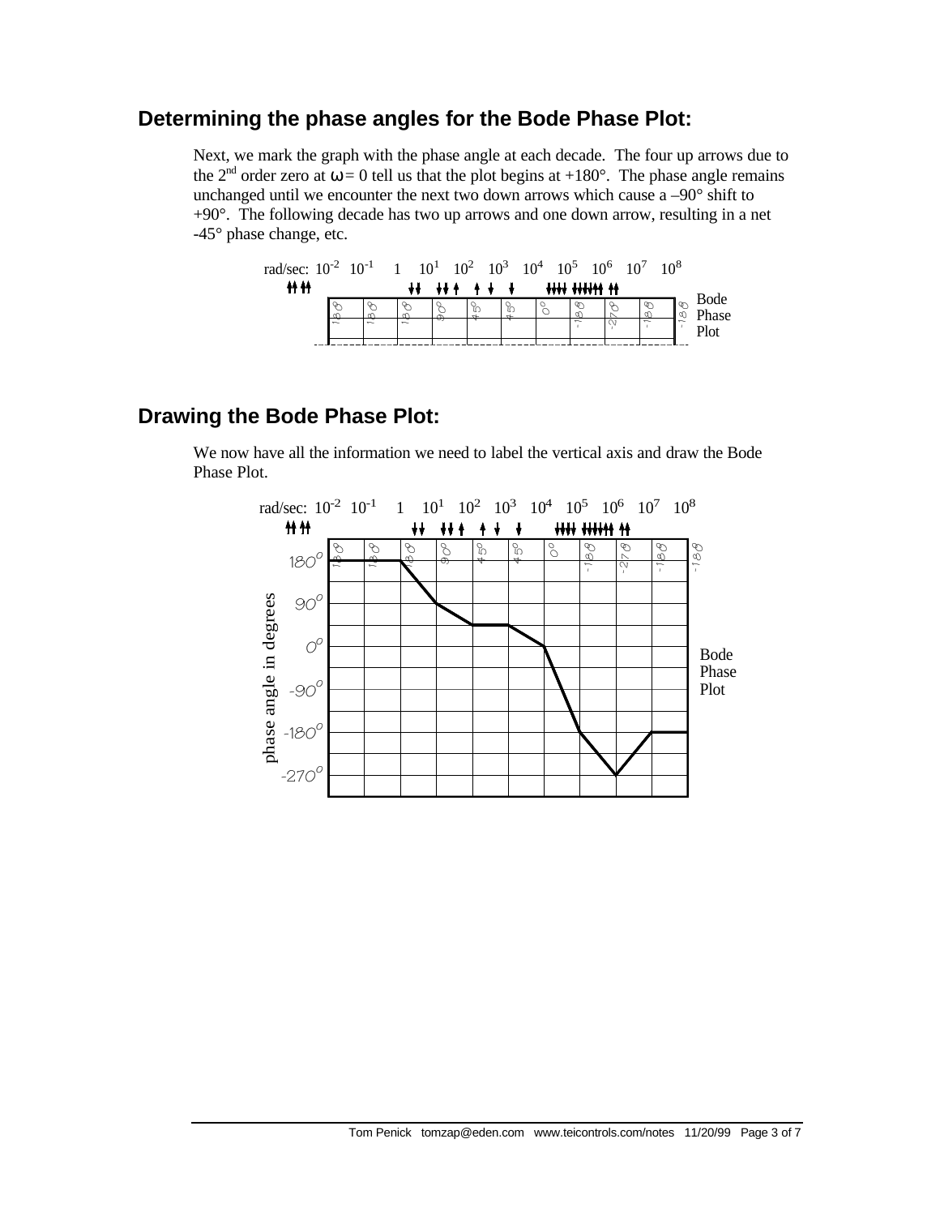## Determining the phase angles for the Bode Phase Plot:

Next, we mark the graph with the phase angle at each decade. The four up arrows due to the 2nd order zero at $\omega = 0$ tell us that the plot begins at +180°. The phase angle remains unchanged until we encounter the next two down arrows which cause a –90° shift to +90°. The following decade has two up arrows and one down arrow, resulting in a net -45° phase change, etc.

| rad/sec: | $10^{-2}$ | $10^{-1}$ | 1 | $10^{1}$ | $10^{2}$ | $10^{3}$ | $10^{4}$ | $10^{5}$ | $10^{6}$ | $10^{7}$ | $10^{8}$ |
|---|---|---|---|---|---|---|---|---|---|---|---|
| Bode Phase Plot | 180 | 180 | 180 | 90 | 45 | 45 | 0 | -180 | -270 | -180 | -180 |

## Drawing the Bode Phase Plot:

We now have all the information we need to label the vertical axis and draw the Bode Phase Plot.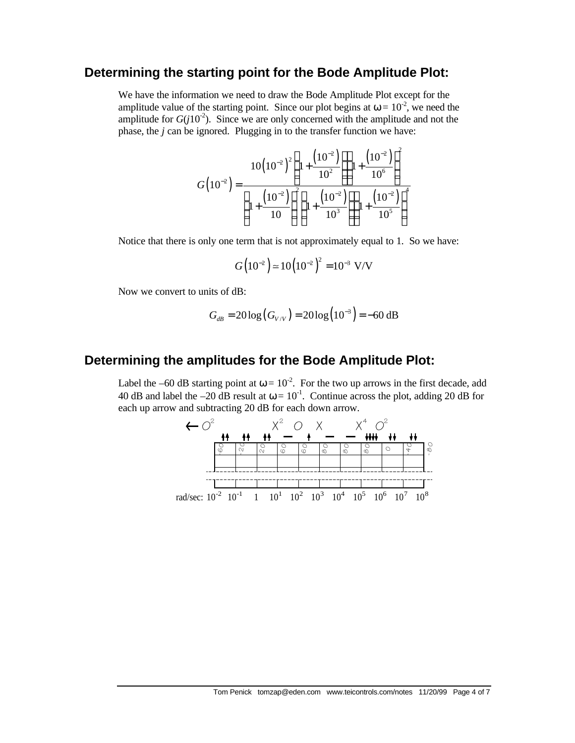## Determining the starting point for the Bode Amplitude Plot:

We have the information we need to draw the Bode Amplitude Plot except for the amplitude value of the starting point. Since our plot begins at $\omega = 10^{-2}$, we need the amplitude for $G(j10^{-2})$. Since we are only concerned with the amplitude and not the phase, the $j$ can be ignored. Plugging in to the transfer function we have:

$$G\left(10^{-2}\right) = \frac{10\left(10^{-2}\right)^2 \left[1 + \frac{\left(10^{-2}\right)}{10^2}\right]\left[1 + \frac{\left(10^{-2}\right)}{10^6}\right]^2}{\left[1 + \frac{\left(10^{-2}\right)}{10}\right]^2 \left[1 + \frac{\left(10^{-2}\right)}{10^3}\right]\left[1 + \frac{\left(10^{-2}\right)}{10^5}\right]^4}$$

Notice that there is only one term that is not approximately equal to 1. So we have:

$$G\left(10^{-2}\right) \simeq 10\left(10^{-2}\right)^2 = 10^{-3} \text{ V/V}$$

Now we convert to units of dB:

$$G_{dB} = 20\log\left(G_{V/V}\right) = 20\log\left(10^{-3}\right) = -60 \text{ dB}$$

## Determining the amplitudes for the Bode Amplitude Plot:

Label the –60 dB starting point at $\omega = 10^{-2}$. For the two up arrows in the first decade, add 40 dB and label the –20 dB result at $\omega = 10^{-1}$. Continue across the plot, adding 20 dB for each up arrow and subtracting 20 dB for each down arrow.

| rad/sec | $10^{-2}$ | $10^{-1}$ | 1 | $10^{1}$ | $10^{2}$ | $10^{3}$ | $10^{4}$ | $10^{5}$ | $10^{6}$ | $10^{7}$ | $10^{8}$ |
|---|---|---|---|---|---|---|---|---|---|---|---|
| Poles/zeros | $\leftarrow O^2$ | | | | $X^2$ | $O$ | $X$ | | $X^4$ | $O^2$ | |
| Arrows (per decade) | ↑↑ | ↑↑ | ↑↑ | — | ↑ | — | — | ↓↓↓↓ | ↓↓ | ↓↓ | |
| dB | -60 | -20 | 20 | 60 | 60 | 80 | 80 | 80 | 0 | -40 | -80 |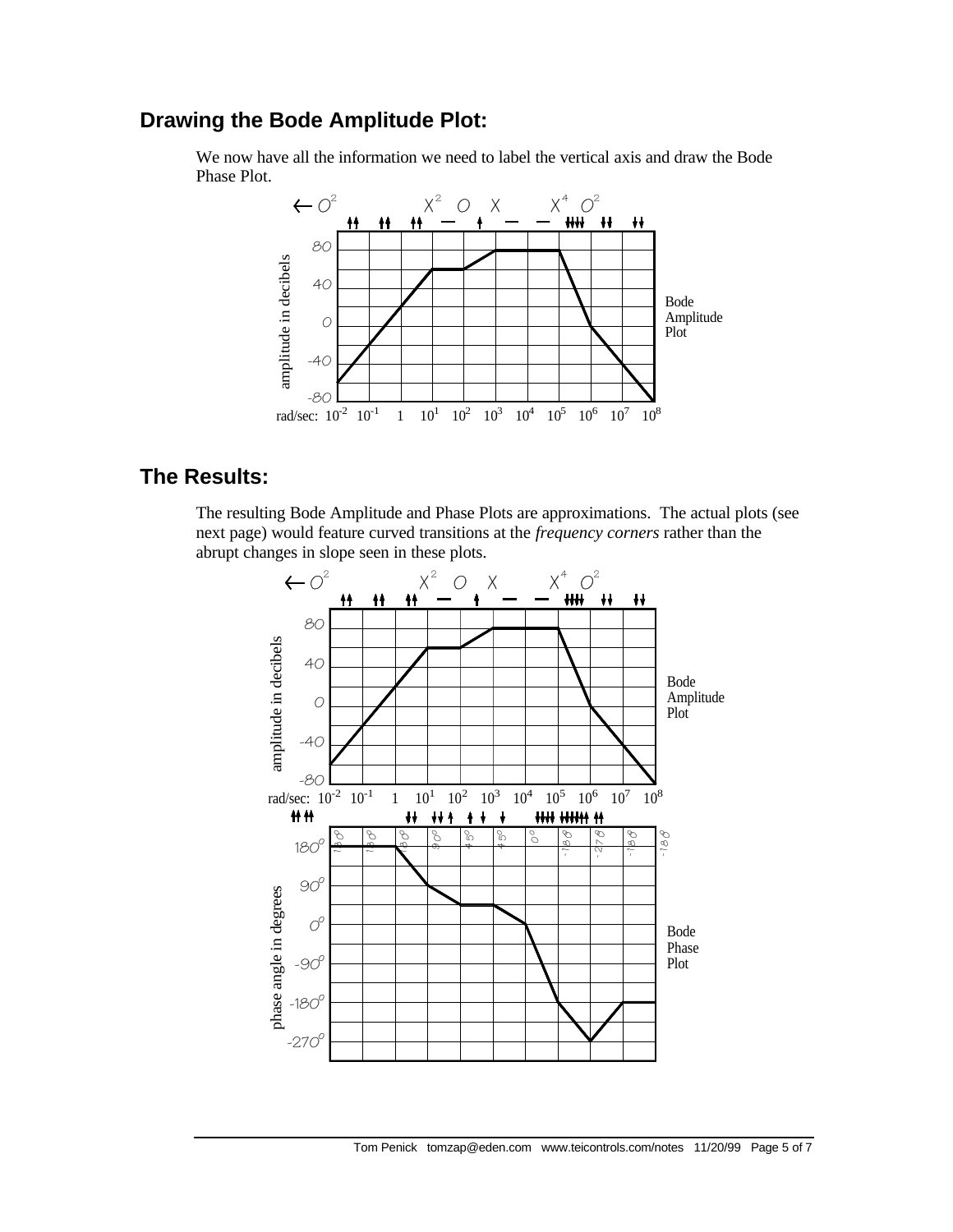## Drawing the Bode Amplitude Plot:

We now have all the information we need to label the vertical axis and draw the Bode Phase Plot.

## The Results:

The resulting Bode Amplitude and Phase Plots are approximations. The actual plots (see next page) would feature curved transitions at the *frequency corners* rather than the abrupt changes in slope seen in these plots.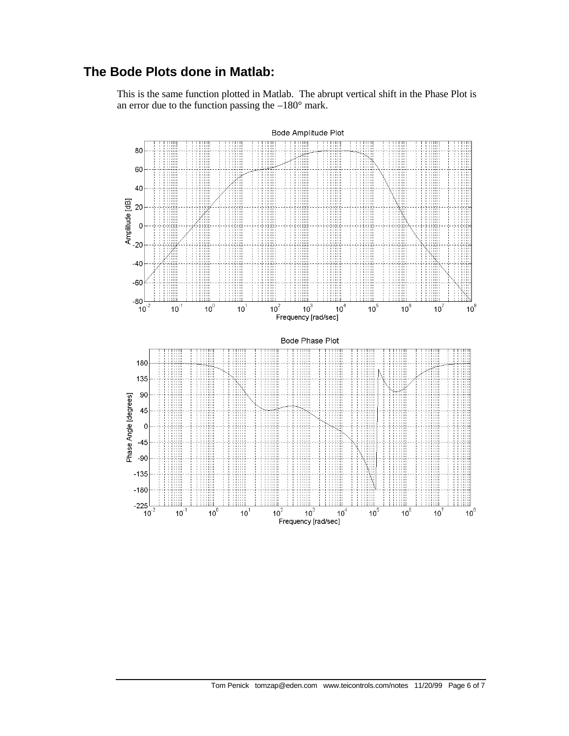## The Bode Plots done in Matlab:

This is the same function plotted in Matlab. The abrupt vertical shift in the Phase Plot is an error due to the function passing the –180° mark.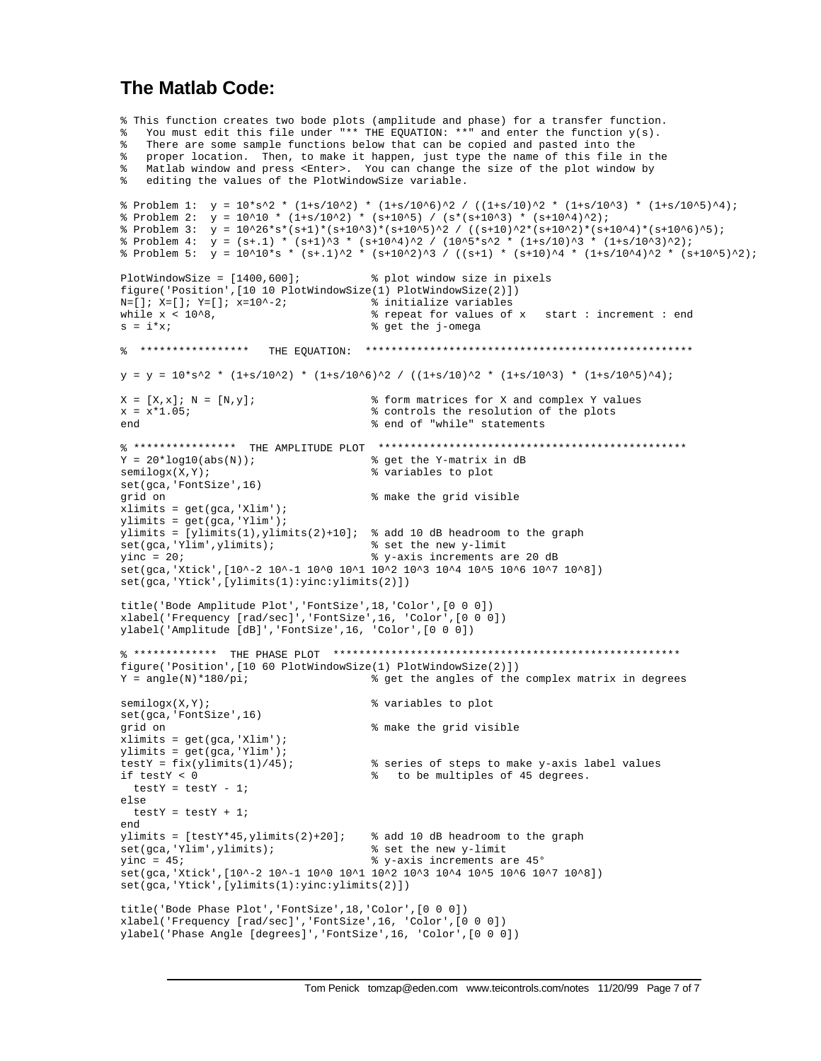## The Matlab Code:

```
% This function creates two bode plots (amplitude and phase) for a transfer function.
%   You must edit this file under "** THE EQUATION: **" and enter the function y(s).
%   There are some sample functions below that can be copied and pasted into the
%   proper location.  Then, to make it happen, just type the name of this file in the
%   Matlab window and press <Enter>.  You can change the size of the plot window by
%   editing the values of the PlotWindowSize variable.

% Problem 1:  y = 10*s^2 * (1+s/10^2) * (1+s/10^6)^2 / ((1+s/10)^2 * (1+s/10^3) * (1+s/10^5)^4);
% Problem 2:  y = 10^10 * (1+s/10^2) * (s+10^5) / (s*(s+10^3) * (s+10^4)^2);
% Problem 3:  y = 10^26*s*(s+1)*(s+10^3)*(s+10^5)^2 / ((s+10)^2*(s+10^2)*(s+10^4)*(s+10^6)^5);
% Problem 4:  y = (s+.1) * (s+1)^3 * (s+10^4)^2 / (10^5*s^2 * (1+s/10)^3 * (1+s/10^3)^2);
% Problem 5:  y = 10^10*s * (s+.1)^2 * (s+10^2)^3 / ((s+1) * (s+10)^4 * (1+s/10^4)^2 * (s+10^5)^2);

PlotWindowSize = [1400,600];            % plot window size in pixels
figure('Position',[10 10 PlotWindowSize(1) PlotWindowSize(2)])
N=[]; X=[]; Y=[]; x=10^-2;              % initialize variables
while x < 10^8,                         % repeat for values of x   start : increment : end
s = i*x;                                % get the j-omega

%  *****************   THE EQUATION:  **************************************************

y = y = 10*s^2 * (1+s/10^2) * (1+s/10^6)^2 / ((1+s/10)^2 * (1+s/10^3) * (1+s/10^5)^4);

X = [X,x]; N = [N,y];                   % form matrices for X and complex Y values
x = x*1.05;                             % controls the resolution of the plots
end                                     % end of "while" statements

% ****************  THE AMPLITUDE PLOT  ***********************************************
Y = 20*log10(abs(N));                   % get the Y-matrix in dB
semilogx(X,Y);                          % variables to plot
set(gca,'FontSize',16)
grid on                                 % make the grid visible
xlimits = get(gca,'Xlim');
ylimits = get(gca,'Ylim');
ylimits = [ylimits(1),ylimits(2)+10];   % add 10 dB headroom to the graph
set(gca,'Ylim',ylimits);                % set the new y-limit
yinc = 20;                              % y-axis increments are 20 dB
set(gca,'Xtick',[10^-2 10^-1 10^0 10^1 10^2 10^3 10^4 10^5 10^6 10^7 10^8])
set(gca,'Ytick',[ylimits(1):yinc:ylimits(2)])

title('Bode Amplitude Plot','FontSize',18,'Color',[0 0 0])
xlabel('Frequency [rad/sec]','FontSize',16, 'Color',[0 0 0])
ylabel('Amplitude [dB]','FontSize',16, 'Color',[0 0 0])

% *************  THE PHASE PLOT  ******************************************************
figure('Position',[10 60 PlotWindowSize(1) PlotWindowSize(2)])
Y = angle(N)*180/pi;                    % get the angles of the complex matrix in degrees

semilogx(X,Y);                          % variables to plot
set(gca,'FontSize',16)
grid on                                 % make the grid visible
xlimits = get(gca,'Xlim');
ylimits = get(gca,'Ylim');
testY = fix(ylimits(1)/45);             % series of steps to make y-axis label values
if testY < 0                            %   to be multiples of 45 degrees.
  testY = testY - 1;
else
  testY = testY + 1;
end
ylimits = [testY*45,ylimits(2)+20];     % add 10 dB headroom to the graph
set(gca,'Ylim',ylimits);                % set the new y-limit
yinc = 45;                              % y-axis increments are 45°
set(gca,'Xtick',[10^-2 10^-1 10^0 10^1 10^2 10^3 10^4 10^5 10^6 10^7 10^8])
set(gca,'Ytick',[ylimits(1):yinc:ylimits(2)])

title('Bode Phase Plot','FontSize',18,'Color',[0 0 0])
xlabel('Frequency [rad/sec]','FontSize',16, 'Color',[0 0 0])
ylabel('Phase Angle [degrees]','FontSize',16, 'Color',[0 0 0])
```